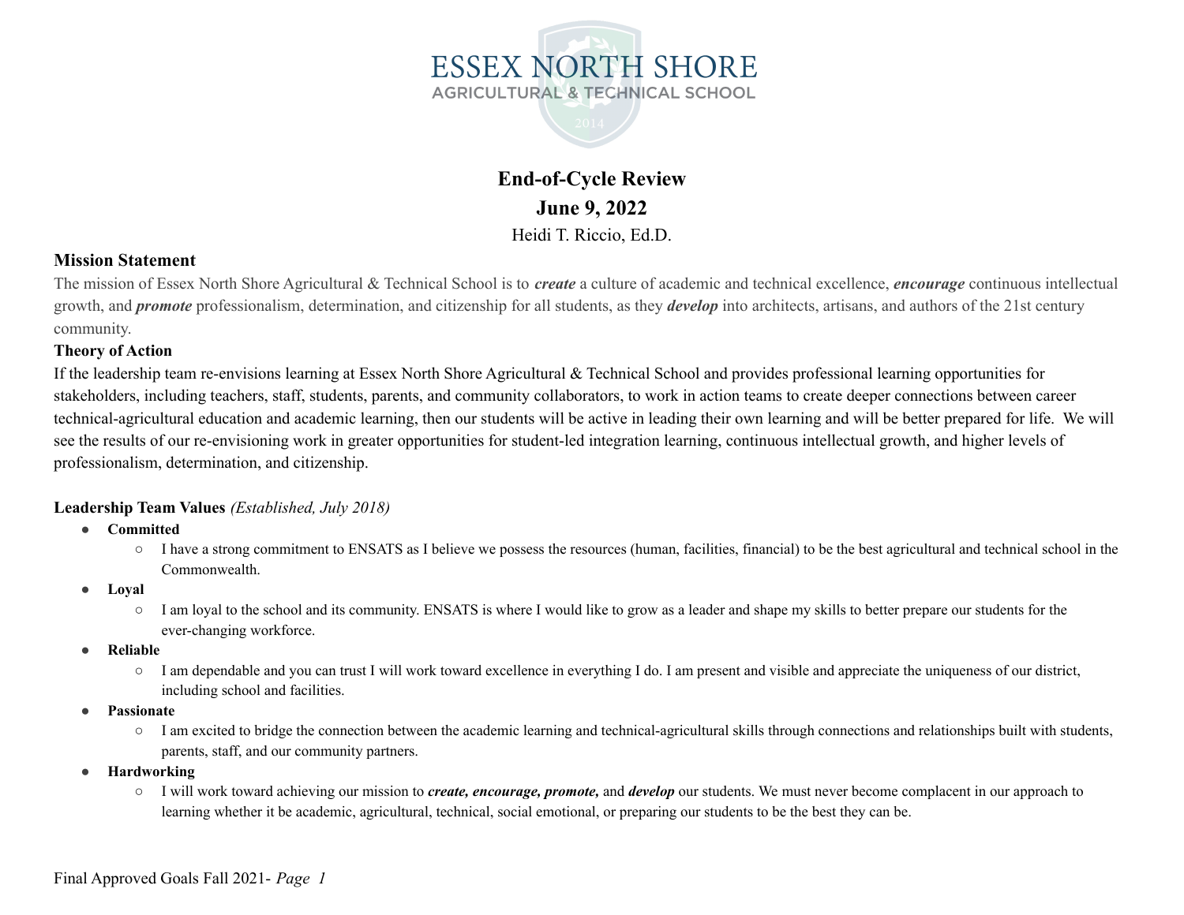# ESSEX NORTH SHORE
AGRICULTURAL & TECHNICAL SCHOOL

**End-of-Cycle Review**

**June 9, 2022**

Heidi T. Riccio, Ed.D.

## Mission Statement

The mission of Essex North Shore Agricultural & Technical School is to ***create*** a culture of academic and technical excellence, ***encourage*** continuous intellectual growth, and ***promote*** professionalism, determination, and citizenship for all students, as they ***develop*** into architects, artisans, and authors of the 21st century community.

## Theory of Action

If the leadership team re-envisions learning at Essex North Shore Agricultural & Technical School and provides professional learning opportunities for stakeholders, including teachers, staff, students, parents, and community collaborators, to work in action teams to create deeper connections between career technical-agricultural education and academic learning, then our students will be active in leading their own learning and will be better prepared for life. We will see the results of our re-envisioning work in greater opportunities for student-led integration learning, continuous intellectual growth, and higher levels of professionalism, determination, and citizenship.

## Leadership Team Values *(Established, July 2018)*

- **Committed**
  - I have a strong commitment to ENSATS as I believe we possess the resources (human, facilities, financial) to be the best agricultural and technical school in the Commonwealth.
- **Loyal**
  - I am loyal to the school and its community. ENSATS is where I would like to grow as a leader and shape my skills to better prepare our students for the ever-changing workforce.
- **Reliable**
  - I am dependable and you can trust I will work toward excellence in everything I do. I am present and visible and appreciate the uniqueness of our district, including school and facilities.
- **Passionate**
  - I am excited to bridge the connection between the academic learning and technical-agricultural skills through connections and relationships built with students, parents, staff, and our community partners.
- **Hardworking**
  - I will work toward achieving our mission to ***create, encourage, promote,*** and ***develop*** our students. We must never become complacent in our approach to learning whether it be academic, agricultural, technical, social emotional, or preparing our students to be the best they can be.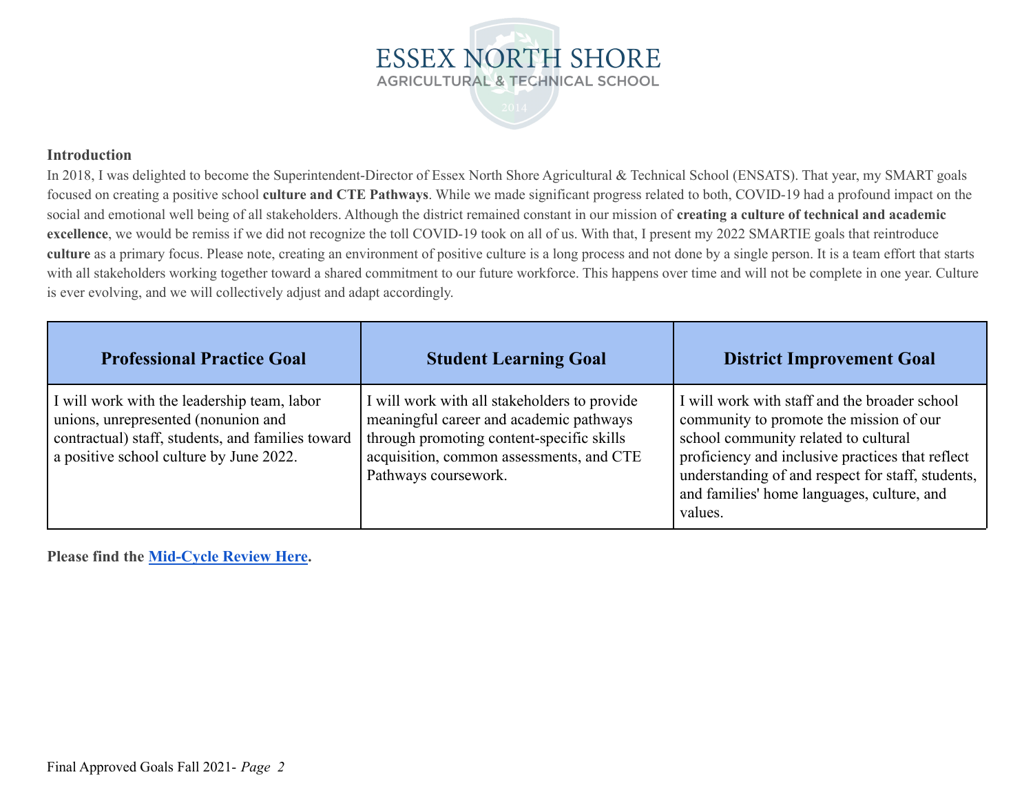# ESSEX NORTH SHORE
## AGRICULTURAL & TECHNICAL SCHOOL

**Introduction**

In 2018, I was delighted to become the Superintendent-Director of Essex North Shore Agricultural & Technical School (ENSATS). That year, my SMART goals focused on creating a positive school **culture and CTE Pathways**. While we made significant progress related to both, COVID-19 had a profound impact on the social and emotional well being of all stakeholders. Although the district remained constant in our mission of **creating a culture of technical and academic excellence**, we would be remiss if we did not recognize the toll COVID-19 took on all of us. With that, I present my 2022 SMARTIE goals that reintroduce **culture** as a primary focus. Please note, creating an environment of positive culture is a long process and not done by a single person. It is a team effort that starts with all stakeholders working together toward a shared commitment to our future workforce. This happens over time and will not be complete in one year. Culture is ever evolving, and we will collectively adjust and adapt accordingly.

| Professional Practice Goal | Student Learning Goal | District Improvement Goal |
|---|---|---|
| I will work with the leadership team, labor unions, unrepresented (nonunion and contractual) staff, students, and families toward a positive school culture by June 2022. | I will work with all stakeholders to provide meaningful career and academic pathways through promoting content-specific skills acquisition, common assessments, and CTE Pathways coursework. | I will work with staff and the broader school community to promote the mission of our school community related to cultural proficiency and inclusive practices that reflect understanding of and respect for staff, students, and families' home languages, culture, and values. |

**Please find the Mid-Cycle Review Here.**

Final Approved Goals Fall 2021- *Page 2*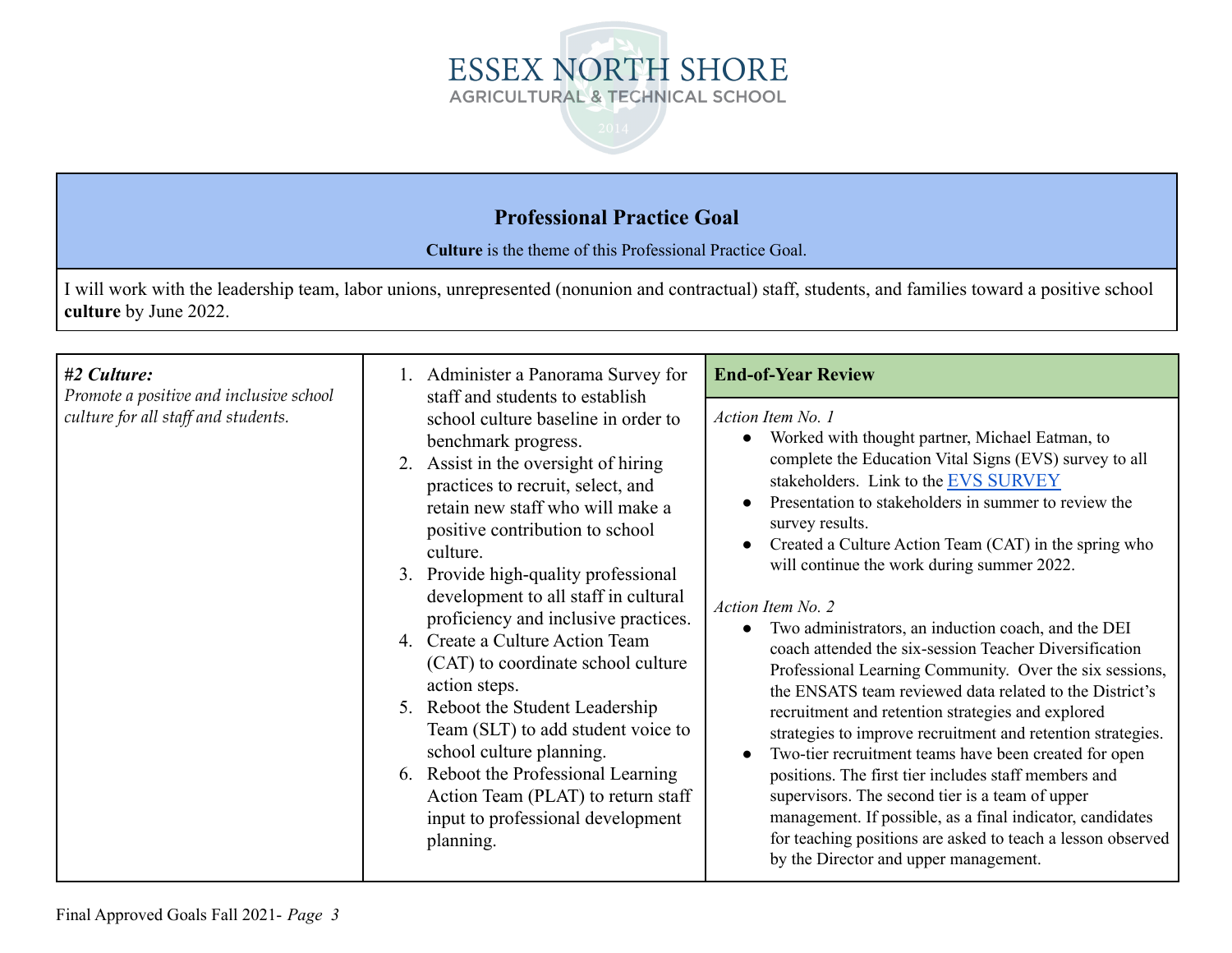ESSEX NORTH SHORE
AGRICULTURAL & TECHNICAL SCHOOL

## Professional Practice Goal

**Culture** is the theme of this Professional Practice Goal.

I will work with the leadership team, labor unions, unrepresented (nonunion and contractual) staff, students, and families toward a positive school **culture** by June 2022.

| ***#2 Culture:*** *Promote a positive and inclusive school culture for all staff and students.* | 1. Administer a Panorama Survey for staff and students to establish school culture baseline in order to benchmark progress.<br>2. Assist in the oversight of hiring practices to recruit, select, and retain new staff who will make a positive contribution to school culture.<br>3. Provide high-quality professional development to all staff in cultural proficiency and inclusive practices.<br>4. Create a Culture Action Team (CAT) to coordinate school culture action steps.<br>5. Reboot the Student Leadership Team (SLT) to add student voice to school culture planning.<br>6. Reboot the Professional Learning Action Team (PLAT) to return staff input to professional development planning. | **End-of-Year Review**<br><br>*Action Item No. 1*<br>• Worked with thought partner, Michael Eatman, to complete the Education Vital Signs (EVS) survey to all stakeholders. Link to the [EVS SURVEY]<br>• Presentation to stakeholders in summer to review the survey results.<br>• Created a Culture Action Team (CAT) in the spring who will continue the work during summer 2022.<br><br>*Action Item No. 2*<br>• Two administrators, an induction coach, and the DEI coach attended the six-session Teacher Diversification Professional Learning Community. Over the six sessions, the ENSATS team reviewed data related to the District's recruitment and retention strategies and explored strategies to improve recruitment and retention strategies.<br>• Two-tier recruitment teams have been created for open positions. The first tier includes staff members and supervisors. The second tier is a team of upper management. If possible, as a final indicator, candidates for teaching positions are asked to teach a lesson observed by the Director and upper management. |
|---|---|---|

Final Approved Goals Fall 2021- *Page 3*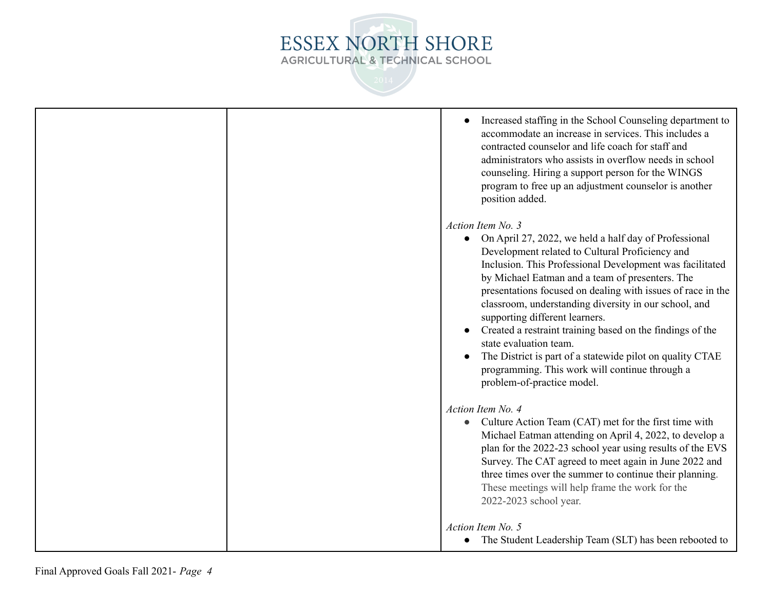| | | • Increased staffing in the School Counseling department to accommodate an increase in services. This includes a contracted counselor and life coach for staff and administrators who assists in overflow needs in school counseling. Hiring a support person for the WINGS program to free up an adjustment counselor is another position added.<br><br>*Action Item No. 3*<br>• On April 27, 2022, we held a half day of Professional Development related to Cultural Proficiency and Inclusion. This Professional Development was facilitated by Michael Eatman and a team of presenters. The presentations focused on dealing with issues of race in the classroom, understanding diversity in our school, and supporting different learners.<br>• Created a restraint training based on the findings of the state evaluation team.<br>• The District is part of a statewide pilot on quality CTAE programming. This work will continue through a problem-of-practice model.<br><br>*Action Item No. 4*<br>• Culture Action Team (CAT) met for the first time with Michael Eatman attending on April 4, 2022, to develop a plan for the 2022-23 school year using results of the EVS Survey. The CAT agreed to meet again in June 2022 and three times over the summer to continue their planning. These meetings will help frame the work for the 2022-2023 school year.<br><br>*Action Item No. 5*<br>• The Student Leadership Team (SLT) has been rebooted to |
|---|---|---|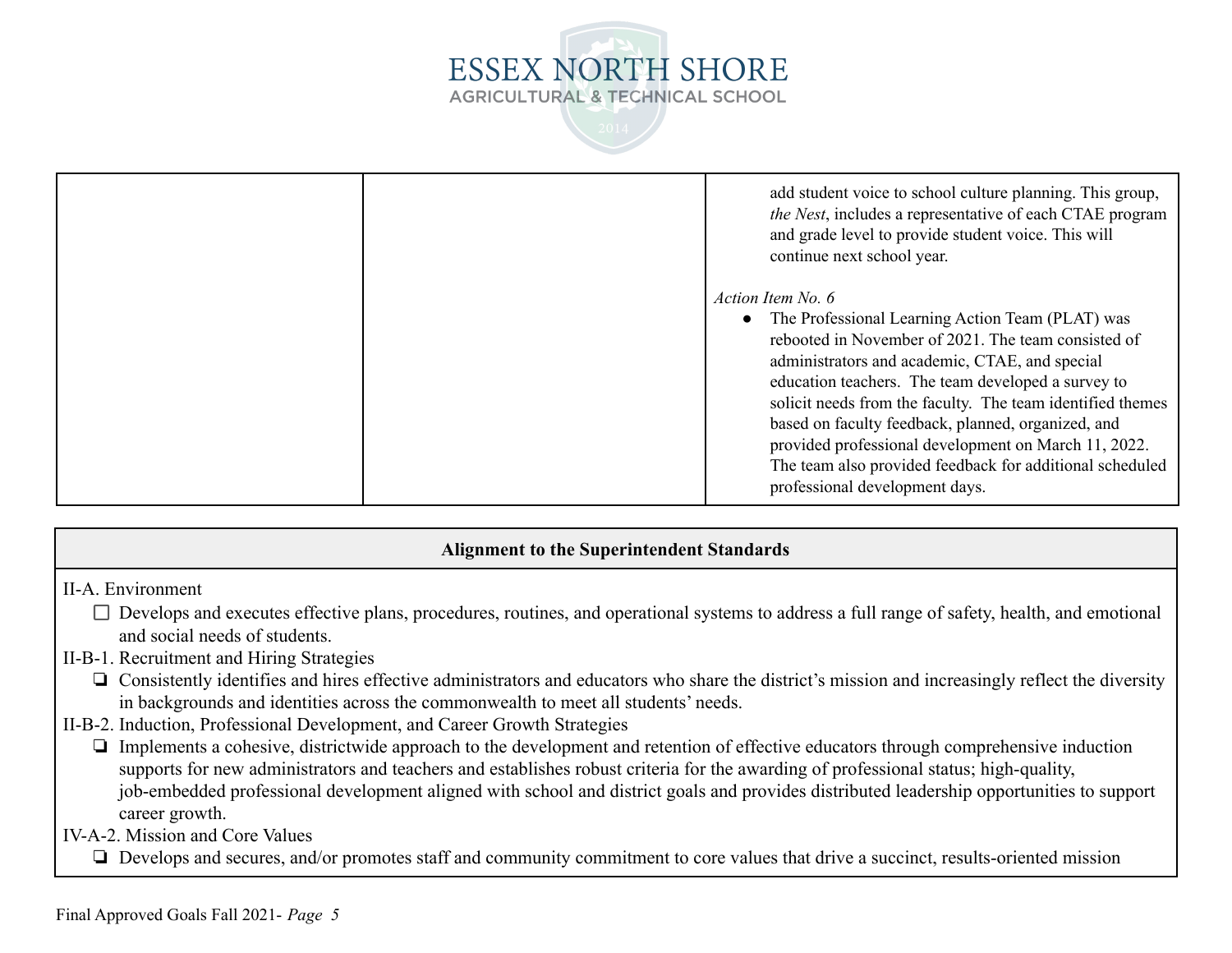| | | add student voice to school culture planning. This group, *the Nest*, includes a representative of each CTAE program and grade level to provide student voice. This will continue next school year.<br><br>*Action Item No. 6*<br>● The Professional Learning Action Team (PLAT) was rebooted in November of 2021. The team consisted of administrators and academic, CTAE, and special education teachers. The team developed a survey to solicit needs from the faculty. The team identified themes based on faculty feedback, planned, organized, and provided professional development on March 11, 2022. The team also provided feedback for additional scheduled professional development days. |
|---|---|---|

| Alignment to the Superintendent Standards |
|---|
| II-A. Environment<br>☐ Develops and executes effective plans, procedures, routines, and operational systems to address a full range of safety, health, and emotional and social needs of students.<br>II-B-1. Recruitment and Hiring Strategies<br>❏ Consistently identifies and hires effective administrators and educators who share the district's mission and increasingly reflect the diversity in backgrounds and identities across the commonwealth to meet all students' needs.<br>II-B-2. Induction, Professional Development, and Career Growth Strategies<br>❏ Implements a cohesive, districtwide approach to the development and retention of effective educators through comprehensive induction supports for new administrators and teachers and establishes robust criteria for the awarding of professional status; high-quality, job-embedded professional development aligned with school and district goals and provides distributed leadership opportunities to support career growth.<br>IV-A-2. Mission and Core Values<br>❏ Develops and secures, and/or promotes staff and community commitment to core values that drive a succinct, results-oriented mission |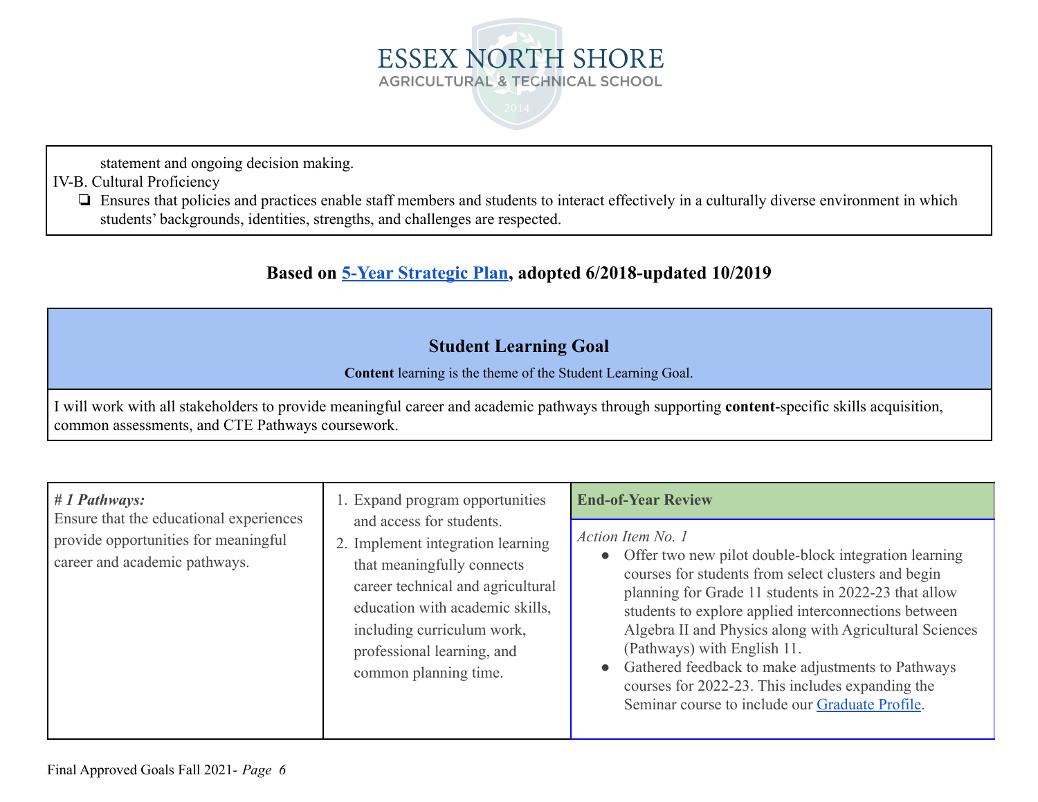statement and ongoing decision making.

IV-B. Cultural Proficiency

- ❏ Ensures that policies and practices enable staff members and students to interact effectively in a culturally diverse environment in which students' backgrounds, identities, strengths, and challenges are respected.

## Based on [5-Year Strategic Plan](), adopted 6/2018-updated 10/2019

### Student Learning Goal

**Content** learning is the theme of the Student Learning Goal.

I will work with all stakeholders to provide meaningful career and academic pathways through supporting **content**-specific skills acquisition, common assessments, and CTE Pathways coursework.

| ***# 1 Pathways:*** Ensure that the educational experiences provide opportunities for meaningful career and academic pathways. | 1. Expand program opportunities and access for students.<br>2. Implement integration learning that meaningfully connects career technical and agricultural education with academic skills, including curriculum work, professional learning, and common planning time. | **End-of-Year Review**<br><br>*Action Item No. 1*<br>• Offer two new pilot double-block integration learning courses for students from select clusters and begin planning for Grade 11 students in 2022-23 that allow students to explore applied interconnections between Algebra II and Physics along with Agricultural Sciences (Pathways) with English 11.<br>• Gathered feedback to make adjustments to Pathways courses for 2022-23. This includes expanding the Seminar course to include our Graduate Profile. |
|---|---|---|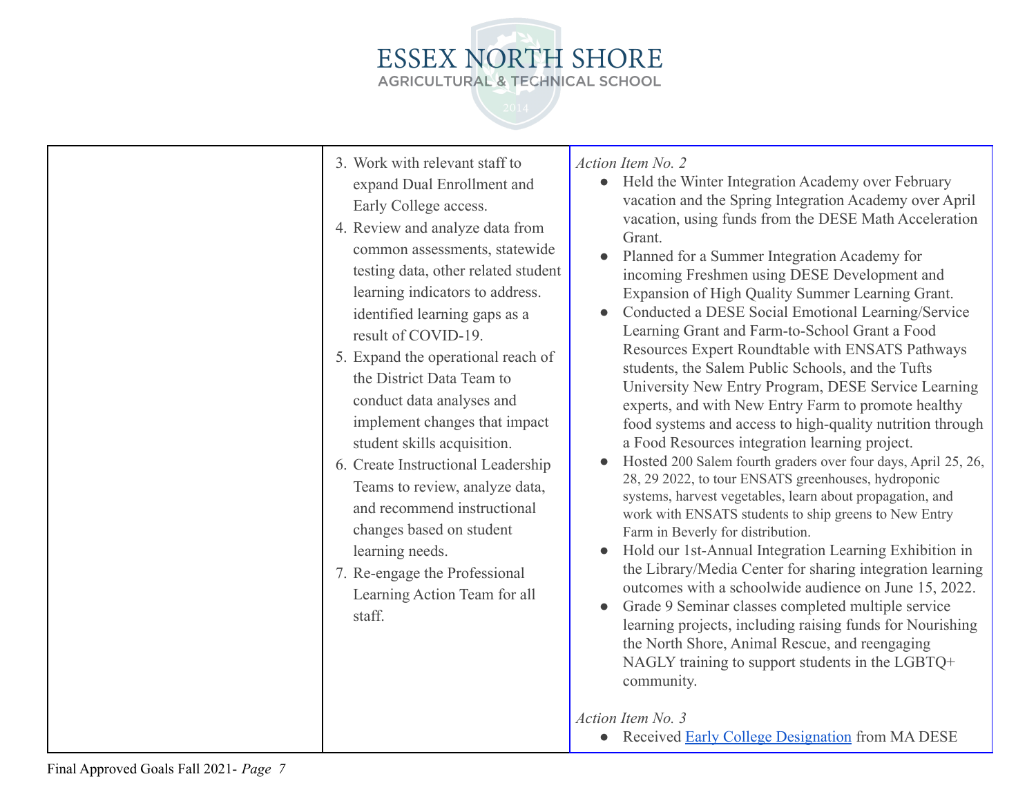| | | |
|---|---|---|
| | 3. Work with relevant staff to expand Dual Enrollment and Early College access.<br>4. Review and analyze data from common assessments, statewide testing data, other related student learning indicators to address. identified learning gaps as a result of COVID-19.<br>5. Expand the operational reach of the District Data Team to conduct data analyses and implement changes that impact student skills acquisition.<br>6. Create Instructional Leadership Teams to review, analyze data, and recommend instructional changes based on student learning needs.<br>7. Re-engage the Professional Learning Action Team for all staff. | *Action Item No. 2*<br>● Held the Winter Integration Academy over February vacation and the Spring Integration Academy over April vacation, using funds from the DESE Math Acceleration Grant.<br>● Planned for a Summer Integration Academy for incoming Freshmen using DESE Development and Expansion of High Quality Summer Learning Grant.<br>● Conducted a DESE Social Emotional Learning/Service Learning Grant and Farm-to-School Grant a Food Resources Expert Roundtable with ENSATS Pathways students, the Salem Public Schools, and the Tufts University New Entry Program, DESE Service Learning experts, and with New Entry Farm to promote healthy food systems and access to high-quality nutrition through a Food Resources integration learning project.<br>● Hosted 200 Salem fourth graders over four days, April 25, 26, 28, 29 2022, to tour ENSATS greenhouses, hydroponic systems, harvest vegetables, learn about propagation, and work with ENSATS students to ship greens to New Entry Farm in Beverly for distribution.<br>● Hold our 1st-Annual Integration Learning Exhibition in the Library/Media Center for sharing integration learning outcomes with a schoolwide audience on June 15, 2022.<br>● Grade 9 Seminar classes completed multiple service learning projects, including raising funds for Nourishing the North Shore, Animal Rescue, and reengaging NAGLY training to support students in the LGBTQ+ community.<br><br>*Action Item No. 3*<br>● Received Early College Designation from MA DESE |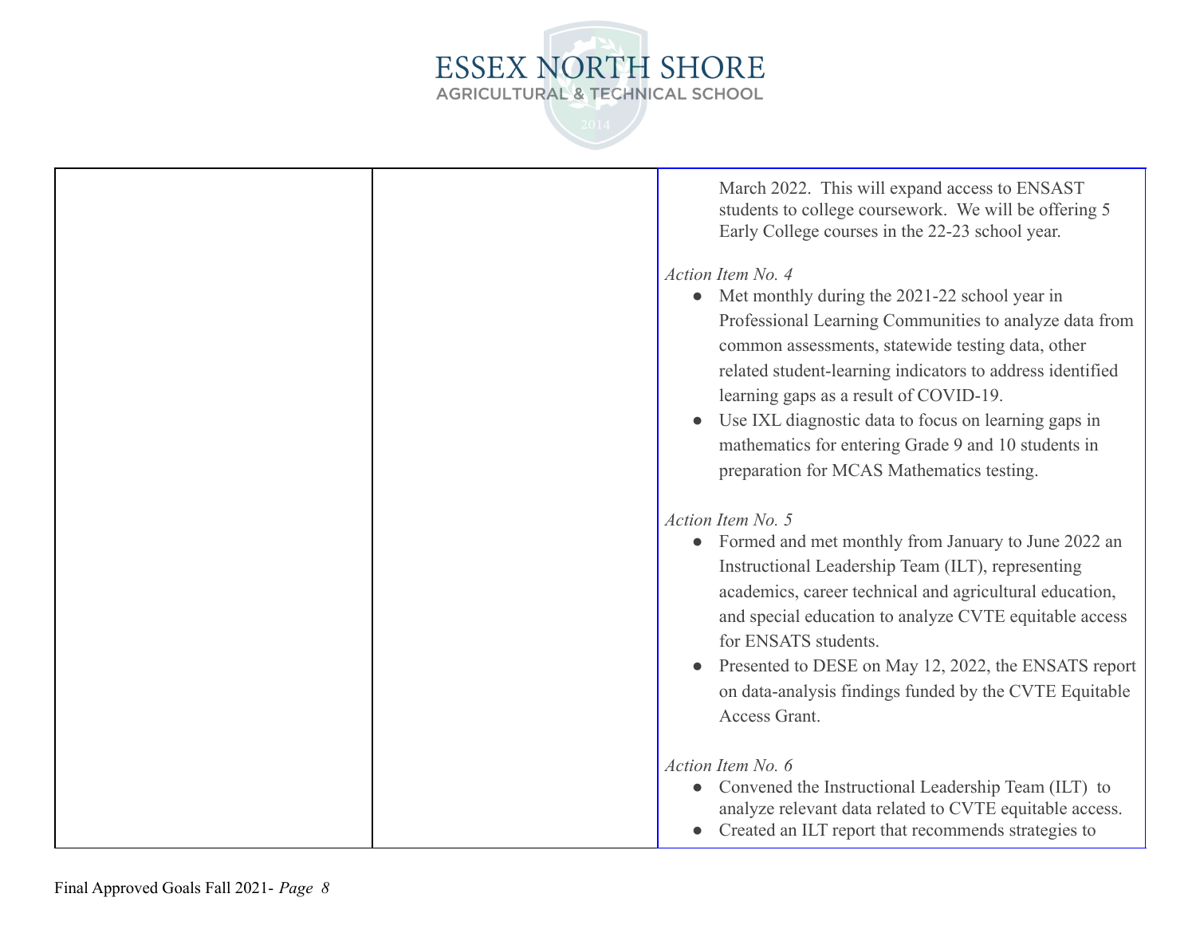| | | March 2022. This will expand access to ENSAST students to college coursework. We will be offering 5 Early College courses in the 22-23 school year.<br><br>*Action Item No. 4*<br>● Met monthly during the 2021-22 school year in Professional Learning Communities to analyze data from common assessments, statewide testing data, other related student-learning indicators to address identified learning gaps as a result of COVID-19.<br>● Use IXL diagnostic data to focus on learning gaps in mathematics for entering Grade 9 and 10 students in preparation for MCAS Mathematics testing.<br><br>*Action Item No. 5*<br>● Formed and met monthly from January to June 2022 an Instructional Leadership Team (ILT), representing academics, career technical and agricultural education, and special education to analyze CVTE equitable access for ENSATS students.<br>● Presented to DESE on May 12, 2022, the ENSATS report on data-analysis findings funded by the CVTE Equitable Access Grant.<br><br>*Action Item No. 6*<br>● Convened the Instructional Leadership Team (ILT) to analyze relevant data related to CVTE equitable access.<br>● Created an ILT report that recommends strategies to |
|---|---|---|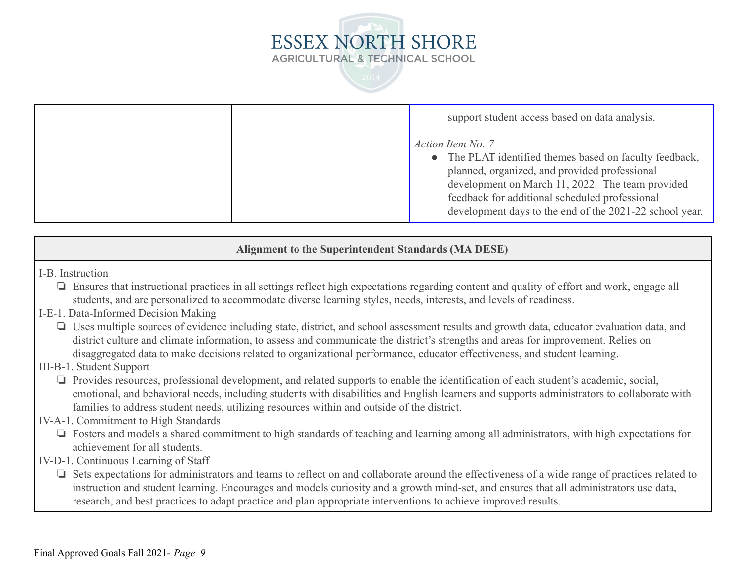| | | support student access based on data analysis.<br><br>*Action Item No. 7*<br>• The PLAT identified themes based on faculty feedback, planned, organized, and provided professional development on March 11, 2022. The team provided feedback for additional scheduled professional development days to the end of the 2021-22 school year. |
|---|---|---|

| **Alignment to the Superintendent Standards (MA DESE)** |
|---|
| I-B. Instruction<br>❏ Ensures that instructional practices in all settings reflect high expectations regarding content and quality of effort and work, engage all students, and are personalized to accommodate diverse learning styles, needs, interests, and levels of readiness.<br>I-E-1. Data-Informed Decision Making<br>❏ Uses multiple sources of evidence including state, district, and school assessment results and growth data, educator evaluation data, and district culture and climate information, to assess and communicate the district's strengths and areas for improvement. Relies on disaggregated data to make decisions related to organizational performance, educator effectiveness, and student learning.<br>III-B-1. Student Support<br>❏ Provides resources, professional development, and related supports to enable the identification of each student's academic, social, emotional, and behavioral needs, including students with disabilities and English learners and supports administrators to collaborate with families to address student needs, utilizing resources within and outside of the district.<br>IV-A-1. Commitment to High Standards<br>❏ Fosters and models a shared commitment to high standards of teaching and learning among all administrators, with high expectations for achievement for all students.<br>IV-D-1. Continuous Learning of Staff<br>❏ Sets expectations for administrators and teams to reflect on and collaborate around the effectiveness of a wide range of practices related to instruction and student learning. Encourages and models curiosity and a growth mind-set, and ensures that all administrators use data, research, and best practices to adapt practice and plan appropriate interventions to achieve improved results. |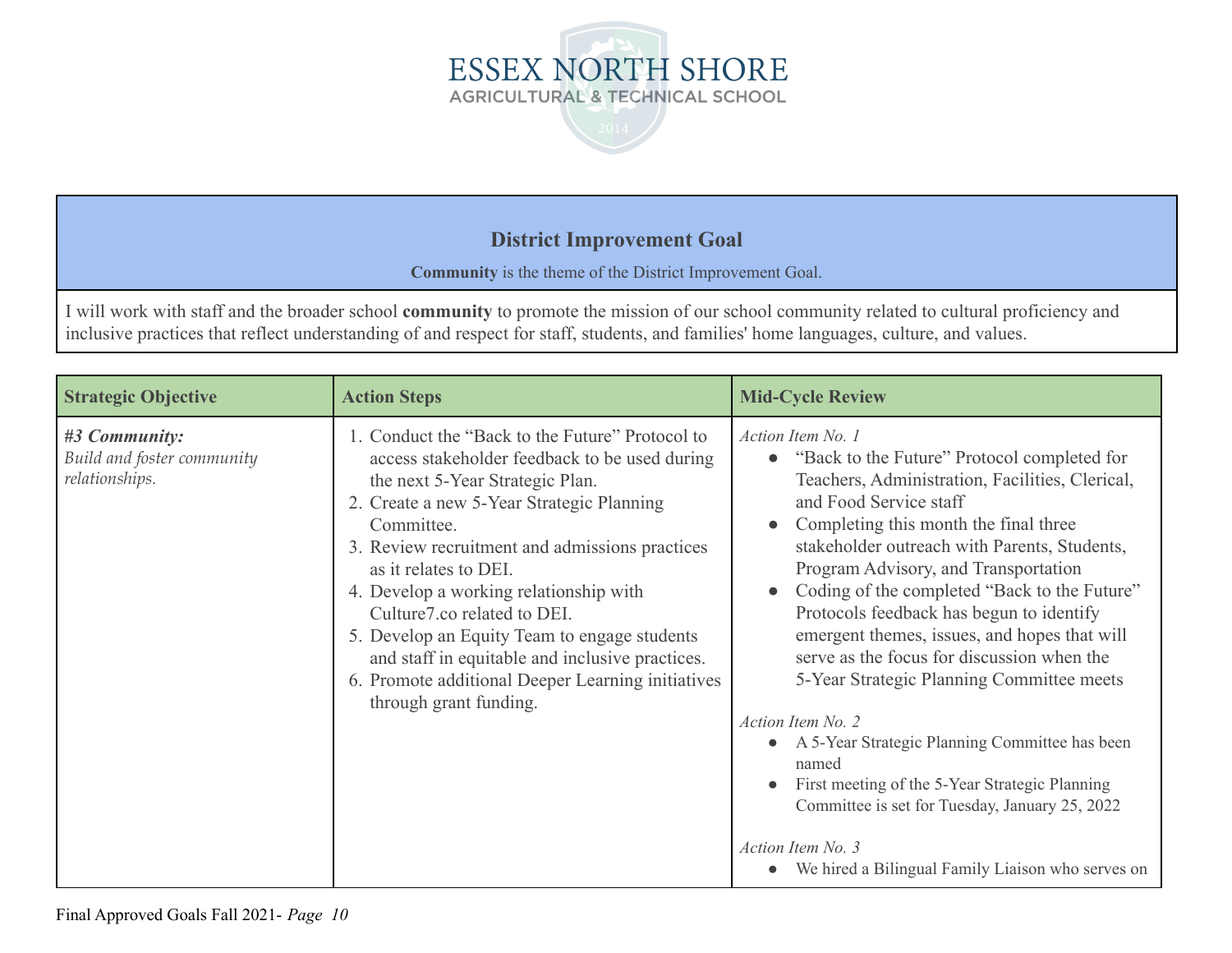# ESSEX NORTH SHORE
AGRICULTURAL & TECHNICAL SCHOOL

## District Improvement Goal

**Community** is the theme of the District Improvement Goal.

I will work with staff and the broader school **community** to promote the mission of our school community related to cultural proficiency and inclusive practices that reflect understanding of and respect for staff, students, and families' home languages, culture, and values.

| **Strategic Objective** | **Action Steps** | **Mid-Cycle Review** |
|---|---|---|
| ***#3 Community:*** *Build and foster community relationships.* | 1. Conduct the "Back to the Future" Protocol to access stakeholder feedback to be used during the next 5-Year Strategic Plan.<br>2. Create a new 5-Year Strategic Planning Committee.<br>3. Review recruitment and admissions practices as it relates to DEI.<br>4. Develop a working relationship with Culture7.co related to DEI.<br>5. Develop an Equity Team to engage students and staff in equitable and inclusive practices.<br>6. Promote additional Deeper Learning initiatives through grant funding. | *Action Item No. 1*<br>● "Back to the Future" Protocol completed for Teachers, Administration, Facilities, Clerical, and Food Service staff<br>● Completing this month the final three stakeholder outreach with Parents, Students, Program Advisory, and Transportation<br>● Coding of the completed "Back to the Future" Protocols feedback has begun to identify emergent themes, issues, and hopes that will serve as the focus for discussion when the 5-Year Strategic Planning Committee meets<br><br>*Action Item No. 2*<br>● A 5-Year Strategic Planning Committee has been named<br>● First meeting of the 5-Year Strategic Planning Committee is set for Tuesday, January 25, 2022<br><br>*Action Item No. 3*<br>● We hired a Bilingual Family Liaison who serves on |

Final Approved Goals Fall 2021- *Page 10*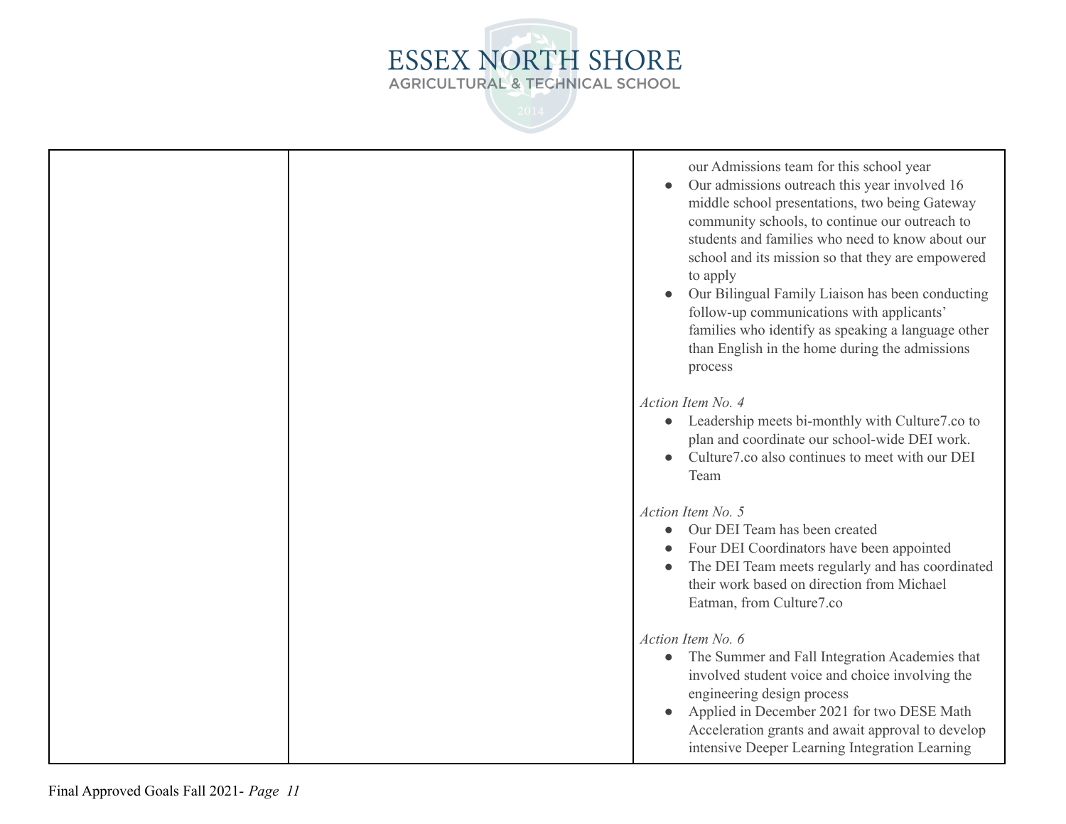| | | our Admissions team for this school year<br>● Our admissions outreach this year involved 16 middle school presentations, two being Gateway community schools, to continue our outreach to students and families who need to know about our school and its mission so that they are empowered to apply<br>● Our Bilingual Family Liaison has been conducting follow-up communications with applicants' families who identify as speaking a language other than English in the home during the admissions process<br><br>*Action Item No. 4*<br>● Leadership meets bi-monthly with Culture7.co to plan and coordinate our school-wide DEI work.<br>● Culture7.co also continues to meet with our DEI Team<br><br>*Action Item No. 5*<br>● Our DEI Team has been created<br>● Four DEI Coordinators have been appointed<br>● The DEI Team meets regularly and has coordinated their work based on direction from Michael Eatman, from Culture7.co<br><br>*Action Item No. 6*<br>● The Summer and Fall Integration Academies that involved student voice and choice involving the engineering design process<br>● Applied in December 2021 for two DESE Math Acceleration grants and await approval to develop intensive Deeper Learning Integration Learning |
|---|---|---|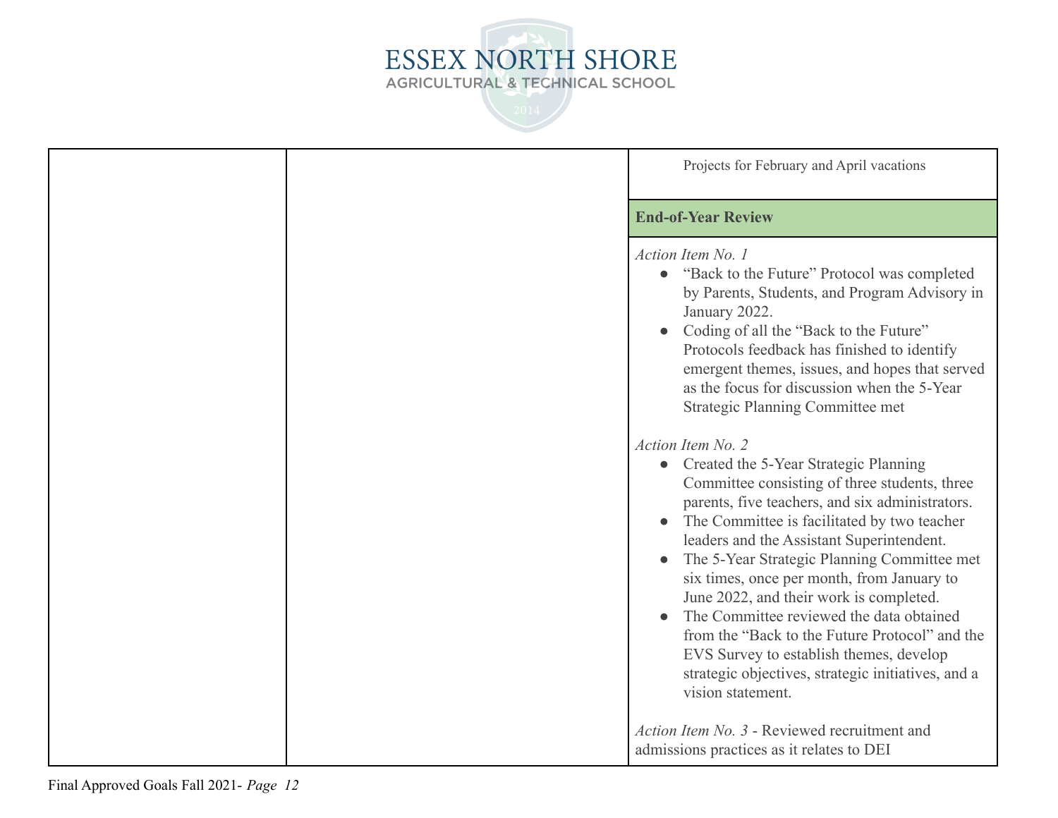| | | |
|---|---|---|
| | | Projects for February and April vacations |
| | | **End-of-Year Review** |
| | | *Action Item No. 1*<br>● "Back to the Future" Protocol was completed by Parents, Students, and Program Advisory in January 2022.<br>● Coding of all the "Back to the Future" Protocols feedback has finished to identify emergent themes, issues, and hopes that served as the focus for discussion when the 5-Year Strategic Planning Committee met<br><br>*Action Item No. 2*<br>● Created the 5-Year Strategic Planning Committee consisting of three students, three parents, five teachers, and six administrators.<br>● The Committee is facilitated by two teacher leaders and the Assistant Superintendent.<br>● The 5-Year Strategic Planning Committee met six times, once per month, from January to June 2022, and their work is completed.<br>● The Committee reviewed the data obtained from the "Back to the Future Protocol" and the EVS Survey to establish themes, develop strategic objectives, strategic initiatives, and a vision statement.<br><br>*Action Item No. 3* - Reviewed recruitment and admissions practices as it relates to DEI |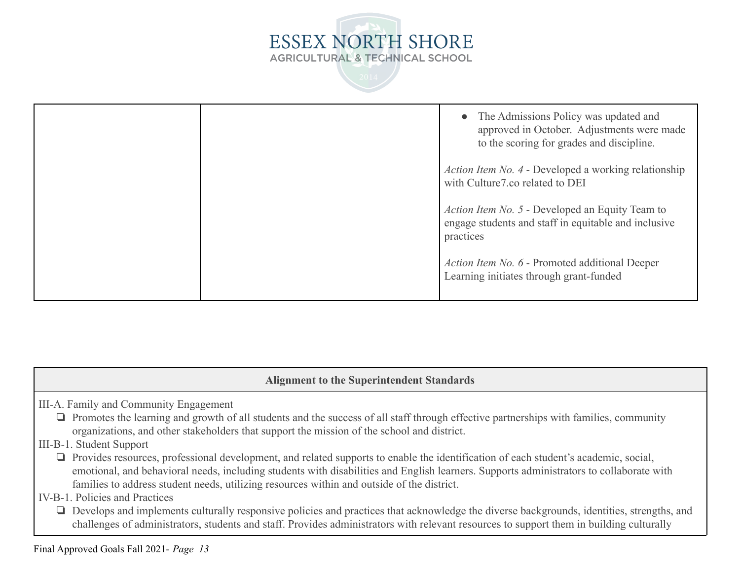| | | |
|---|---|---|
| | | • The Admissions Policy was updated and approved in October. Adjustments were made to the scoring for grades and discipline.<br><br>*Action Item No. 4* - Developed a working relationship with Culture7.co related to DEI<br><br>*Action Item No. 5* - Developed an Equity Team to engage students and staff in equitable and inclusive practices<br><br>*Action Item No. 6* - Promoted additional Deeper Learning initiates through grant-funded |

| **Alignment to the Superintendent Standards** |
|---|
| III-A. Family and Community Engagement<br>❏ Promotes the learning and growth of all students and the success of all staff through effective partnerships with families, community organizations, and other stakeholders that support the mission of the school and district.<br>III-B-1. Student Support<br>❏ Provides resources, professional development, and related supports to enable the identification of each student's academic, social, emotional, and behavioral needs, including students with disabilities and English learners. Supports administrators to collaborate with families to address student needs, utilizing resources within and outside of the district.<br>IV-B-1. Policies and Practices<br>❏ Develops and implements culturally responsive policies and practices that acknowledge the diverse backgrounds, identities, strengths, and challenges of administrators, students and staff. Provides administrators with relevant resources to support them in building culturally |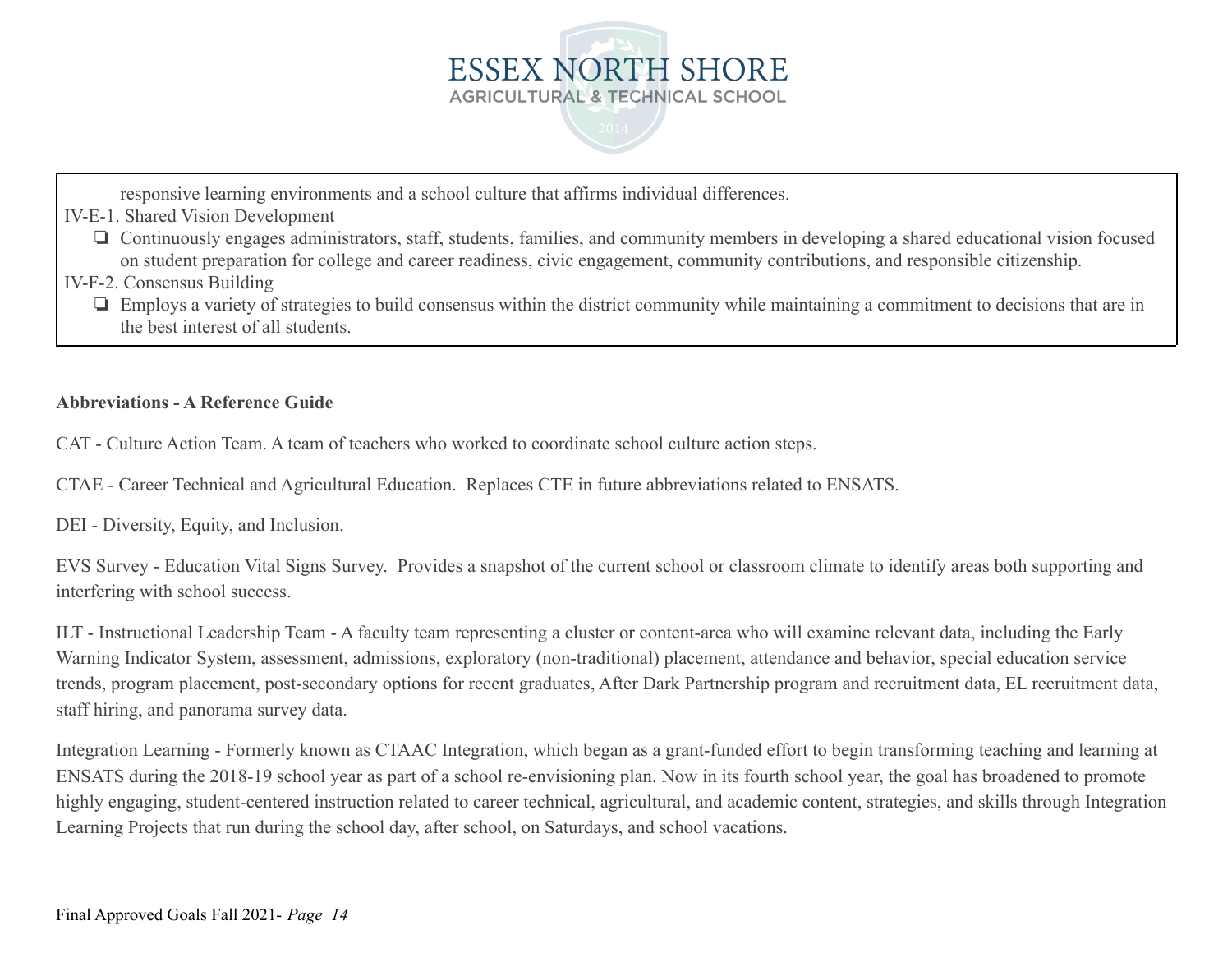responsive learning environments and a school culture that affirms individual differences.

IV-E-1. Shared Vision Development

- ❏ Continuously engages administrators, staff, students, families, and community members in developing a shared educational vision focused on student preparation for college and career readiness, civic engagement, community contributions, and responsible citizenship.

IV-F-2. Consensus Building

- ❏ Employs a variety of strategies to build consensus within the district community while maintaining a commitment to decisions that are in the best interest of all students.

**Abbreviations - A Reference Guide**

CAT - Culture Action Team. A team of teachers who worked to coordinate school culture action steps.

CTAE - Career Technical and Agricultural Education. Replaces CTE in future abbreviations related to ENSATS.

DEI - Diversity, Equity, and Inclusion.

EVS Survey - Education Vital Signs Survey. Provides a snapshot of the current school or classroom climate to identify areas both supporting and interfering with school success.

ILT - Instructional Leadership Team - A faculty team representing a cluster or content-area who will examine relevant data, including the Early Warning Indicator System, assessment, admissions, exploratory (non-traditional) placement, attendance and behavior, special education service trends, program placement, post-secondary options for recent graduates, After Dark Partnership program and recruitment data, EL recruitment data, staff hiring, and panorama survey data.

Integration Learning - Formerly known as CTAAC Integration, which began as a grant-funded effort to begin transforming teaching and learning at ENSATS during the 2018-19 school year as part of a school re-envisioning plan. Now in its fourth school year, the goal has broadened to promote highly engaging, student-centered instruction related to career technical, agricultural, and academic content, strategies, and skills through Integration Learning Projects that run during the school day, after school, on Saturdays, and school vacations.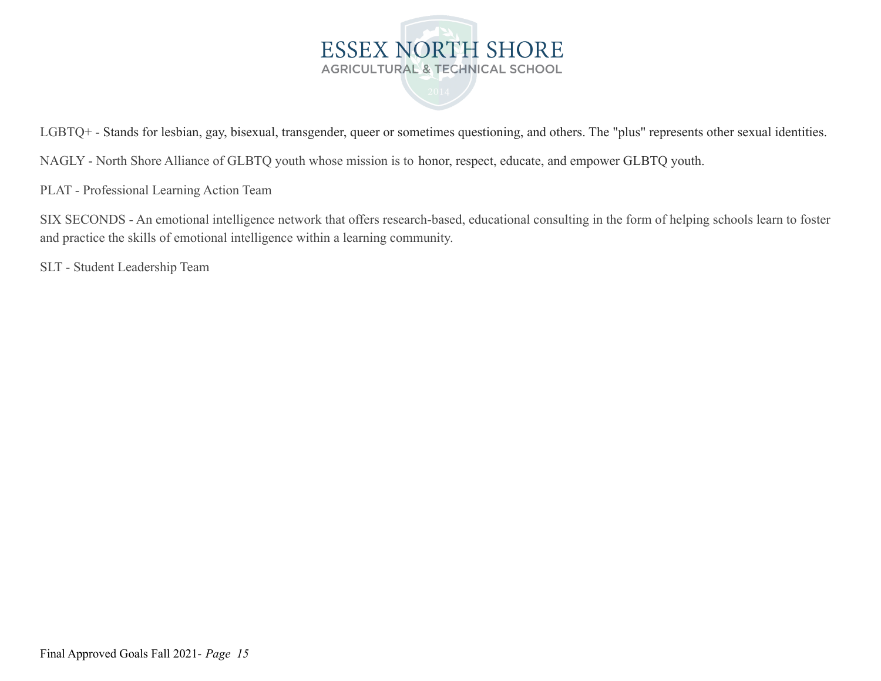LGBTQ+ - Stands for lesbian, gay, bisexual, transgender, queer or sometimes questioning, and others. The "plus" represents other sexual identities.

NAGLY - North Shore Alliance of GLBTQ youth whose mission is to honor, respect, educate, and empower GLBTQ youth.

PLAT - Professional Learning Action Team

SIX SECONDS - An emotional intelligence network that offers research-based, educational consulting in the form of helping schools learn to foster and practice the skills of emotional intelligence within a learning community.

SLT - Student Leadership Team